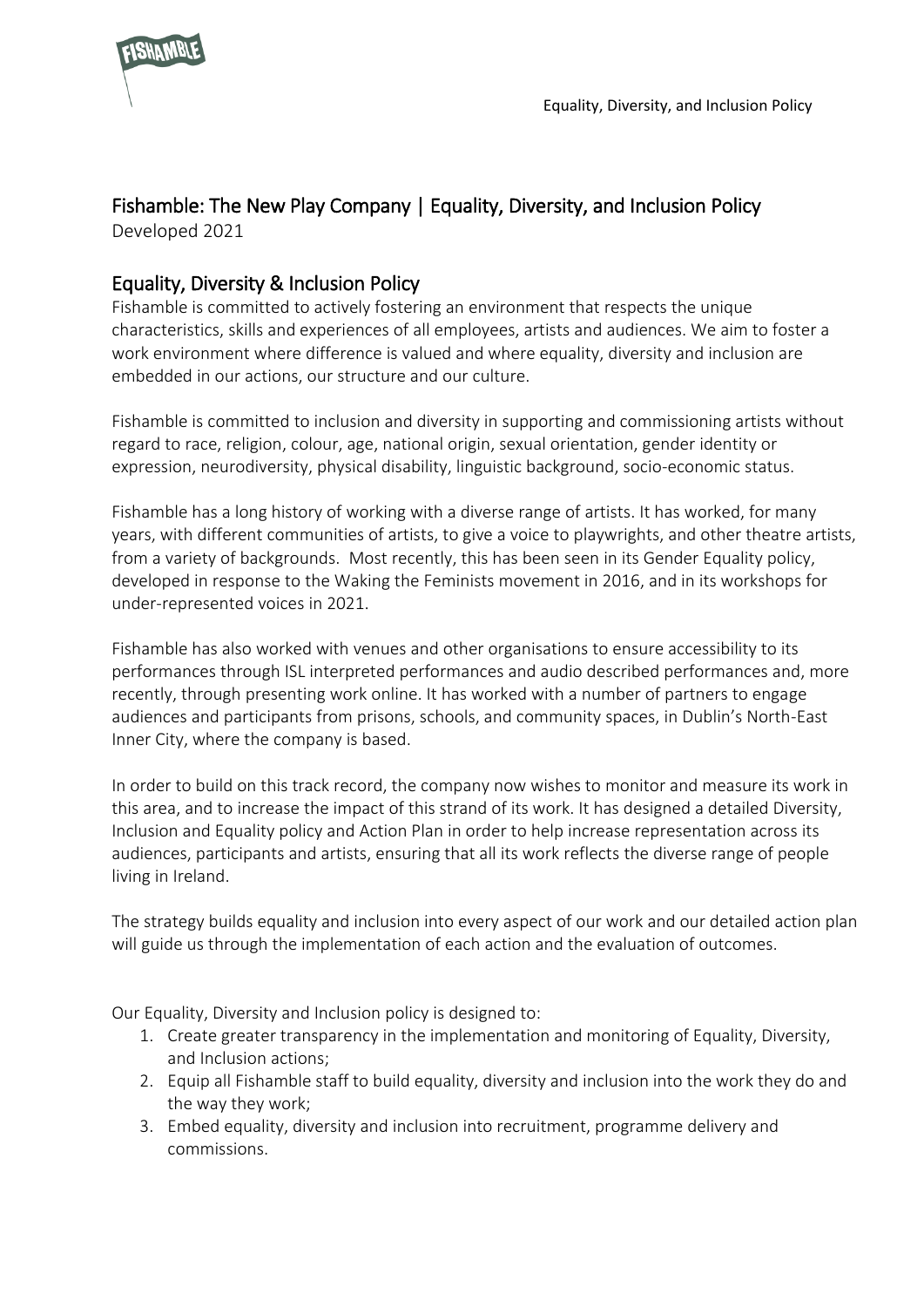# Fishamble: The New Play Company | Equality, Diversity, and Inclusion Policy

Developed 2021

## Equality, Diversity & Inclusion Policy

Fishamble is committed to actively fostering an environment that respects the unique characteristics, skills and experiences of all employees, artists and audiences. We aim to foster a work environment where difference is valued and where equality, diversity and inclusion are embedded in our actions, our structure and our culture.

Fishamble is committed to inclusion and diversity in supporting and commissioning artists without regard to race, religion, colour, age, national origin, sexual orientation, gender identity or expression, neurodiversity, physical disability, linguistic background, socio-economic status.

Fishamble has a long history of working with a diverse range of artists. It has worked, for many years, with different communities of artists, to give a voice to playwrights, and other theatre artists, from a variety of backgrounds. Most recently, this has been seen in its Gender Equality policy, developed in response to the Waking the Feminists movement in 2016, and in its workshops for under-represented voices in 2021.

Fishamble has also worked with venues and other organisations to ensure accessibility to its performances through ISL interpreted performances and audio described performances and, more recently, through presenting work online. It has worked with a number of partners to engage audiences and participants from prisons, schools, and community spaces, in Dublin's North-East Inner City, where the company is based.

In order to build on this track record, the company now wishes to monitor and measure its work in this area, and to increase the impact of this strand of its work. It has designed a detailed Diversity, Inclusion and Equality policy and Action Plan in order to help increase representation across its audiences, participants and artists, ensuring that all its work reflects the diverse range of people living in Ireland.

The strategy builds equality and inclusion into every aspect of our work and our detailed action plan will guide us through the implementation of each action and the evaluation of outcomes.

Our Equality, Diversity and Inclusion policy is designed to:

1. Create greater transparency in the implementation and monitoring of Equality, Diversity, and Inclusion actions;
2. Equip all Fishamble staff to build equality, diversity and inclusion into the work they do and the way they work;
3. Embed equality, diversity and inclusion into recruitment, programme delivery and commissions.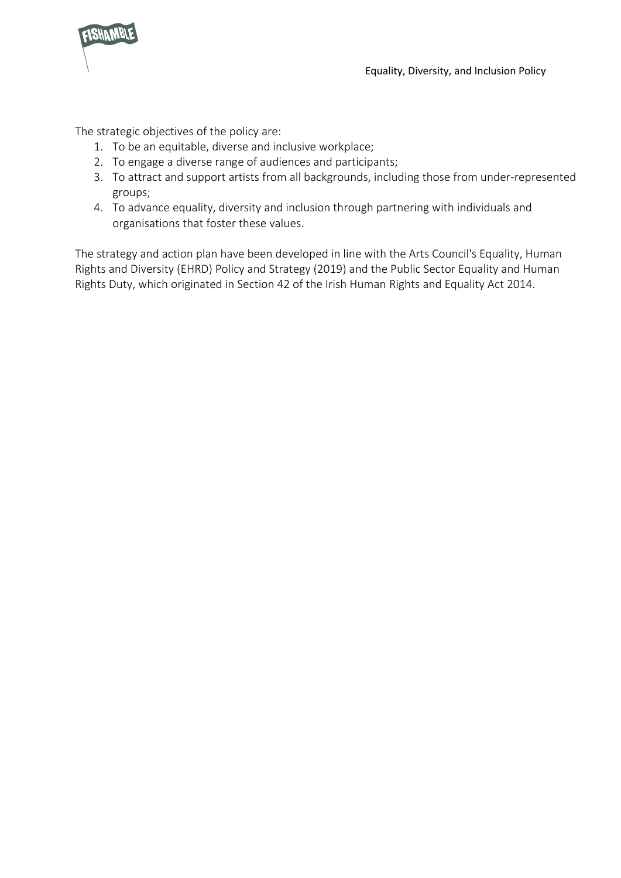The strategic objectives of the policy are:

1. To be an equitable, diverse and inclusive workplace;
2. To engage a diverse range of audiences and participants;
3. To attract and support artists from all backgrounds, including those from under-represented groups;
4. To advance equality, diversity and inclusion through partnering with individuals and organisations that foster these values.

The strategy and action plan have been developed in line with the Arts Council's Equality, Human Rights and Diversity (EHRD) Policy and Strategy (2019) and the Public Sector Equality and Human Rights Duty, which originated in Section 42 of the Irish Human Rights and Equality Act 2014.